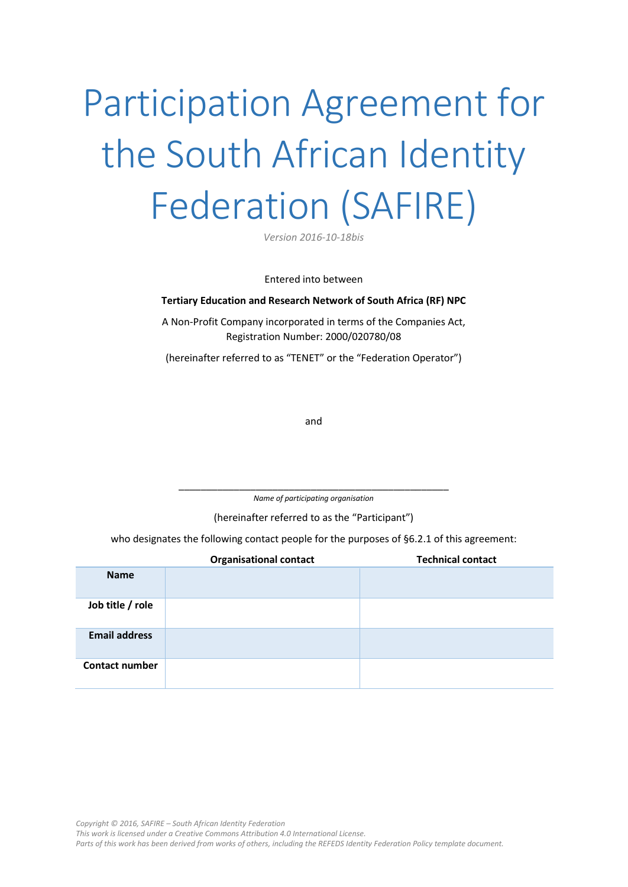# Participation Agreement for the South African Identity Federation (SAFIRE)

*Version 2016-10-18bis*

Entered into between

**Tertiary Education and Research Network of South Africa (RF) NPC**

A Non-Profit Company incorporated in terms of the Companies Act, Registration Number: 2000/020780/08

(hereinafter referred to as "TENET" or the "Federation Operator")

and

\_\_\_\_\_\_\_\_\_\_\_\_\_\_\_\_\_\_\_\_\_\_\_\_\_\_\_\_\_\_\_\_\_\_\_\_\_\_\_\_\_\_\_\_\_\_\_\_\_\_

*Name of participating organisation*

(hereinafter referred to as the "Participant")

who designates the following contact people for the purposes of §6.2.1 of this agreement:

| | **Organisational contact** | **Technical contact** |
|---|---|---|
| **Name** | | |
| **Job title / role** | | |
| **Email address** | | |
| **Contact number** | | |

*Copyright © 2016, SAFIRE – South African Identity Federation*
*This work is licensed under a Creative Commons Attribution 4.0 International License.*
*Parts of this work has been derived from works of others, including the REFEDS Identity Federation Policy template document.*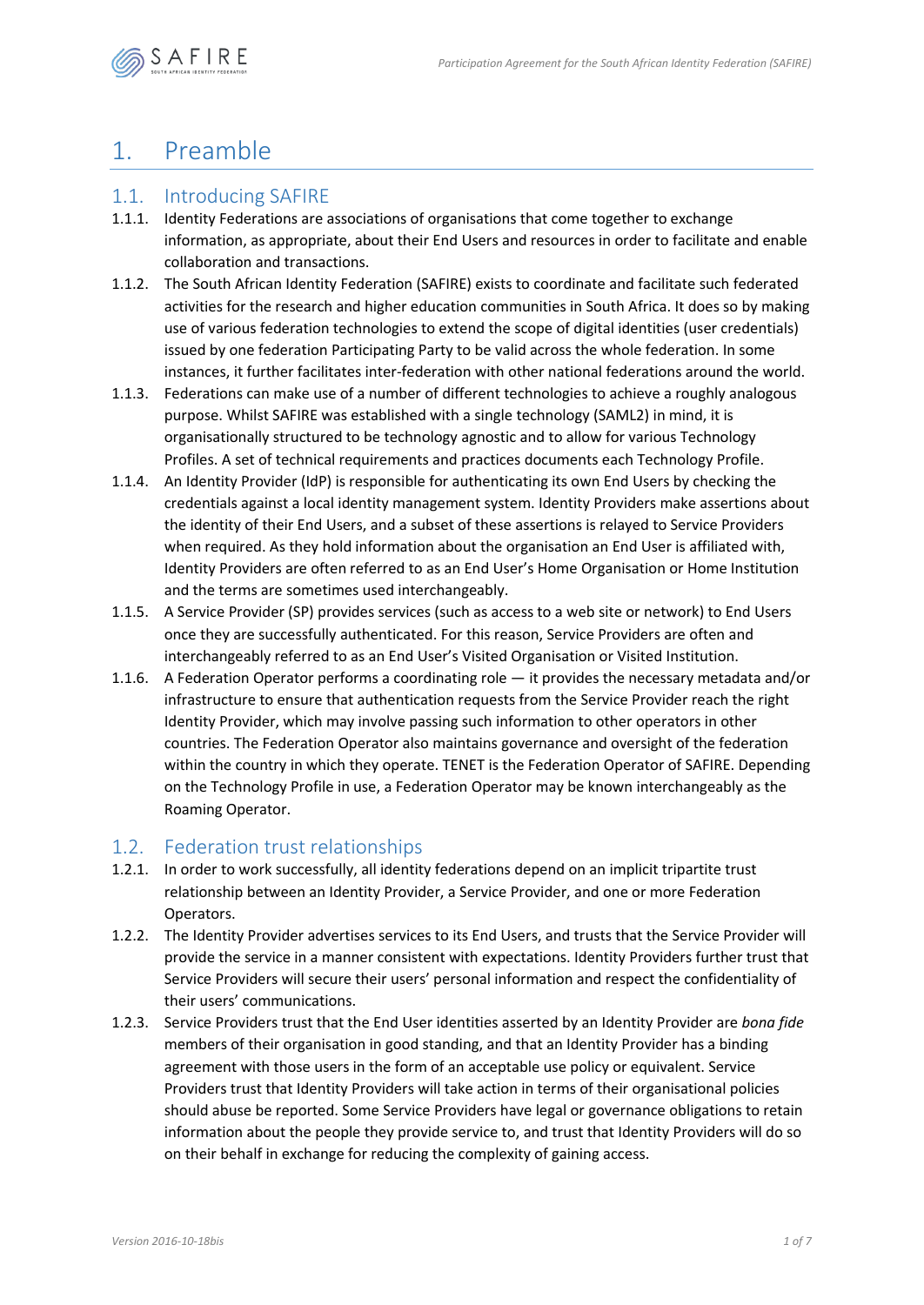# 1. Preamble

## 1.1. Introducing SAFIRE

1.1.1. Identity Federations are associations of organisations that come together to exchange information, as appropriate, about their End Users and resources in order to facilitate and enable collaboration and transactions.

1.1.2. The South African Identity Federation (SAFIRE) exists to coordinate and facilitate such federated activities for the research and higher education communities in South Africa. It does so by making use of various federation technologies to extend the scope of digital identities (user credentials) issued by one federation Participating Party to be valid across the whole federation. In some instances, it further facilitates inter-federation with other national federations around the world.

1.1.3. Federations can make use of a number of different technologies to achieve a roughly analogous purpose. Whilst SAFIRE was established with a single technology (SAML2) in mind, it is organisationally structured to be technology agnostic and to allow for various Technology Profiles. A set of technical requirements and practices documents each Technology Profile.

1.1.4. An Identity Provider (IdP) is responsible for authenticating its own End Users by checking the credentials against a local identity management system. Identity Providers make assertions about the identity of their End Users, and a subset of these assertions is relayed to Service Providers when required. As they hold information about the organisation an End User is affiliated with, Identity Providers are often referred to as an End User's Home Organisation or Home Institution and the terms are sometimes used interchangeably.

1.1.5. A Service Provider (SP) provides services (such as access to a web site or network) to End Users once they are successfully authenticated. For this reason, Service Providers are often and interchangeably referred to as an End User's Visited Organisation or Visited Institution.

1.1.6. A Federation Operator performs a coordinating role — it provides the necessary metadata and/or infrastructure to ensure that authentication requests from the Service Provider reach the right Identity Provider, which may involve passing such information to other operators in other countries. The Federation Operator also maintains governance and oversight of the federation within the country in which they operate. TENET is the Federation Operator of SAFIRE. Depending on the Technology Profile in use, a Federation Operator may be known interchangeably as the Roaming Operator.

## 1.2. Federation trust relationships

1.2.1. In order to work successfully, all identity federations depend on an implicit tripartite trust relationship between an Identity Provider, a Service Provider, and one or more Federation Operators.

1.2.2. The Identity Provider advertises services to its End Users, and trusts that the Service Provider will provide the service in a manner consistent with expectations. Identity Providers further trust that Service Providers will secure their users' personal information and respect the confidentiality of their users' communications.

1.2.3. Service Providers trust that the End User identities asserted by an Identity Provider are *bona fide* members of their organisation in good standing, and that an Identity Provider has a binding agreement with those users in the form of an acceptable use policy or equivalent. Service Providers trust that Identity Providers will take action in terms of their organisational policies should abuse be reported. Some Service Providers have legal or governance obligations to retain information about the people they provide service to, and trust that Identity Providers will do so on their behalf in exchange for reducing the complexity of gaining access.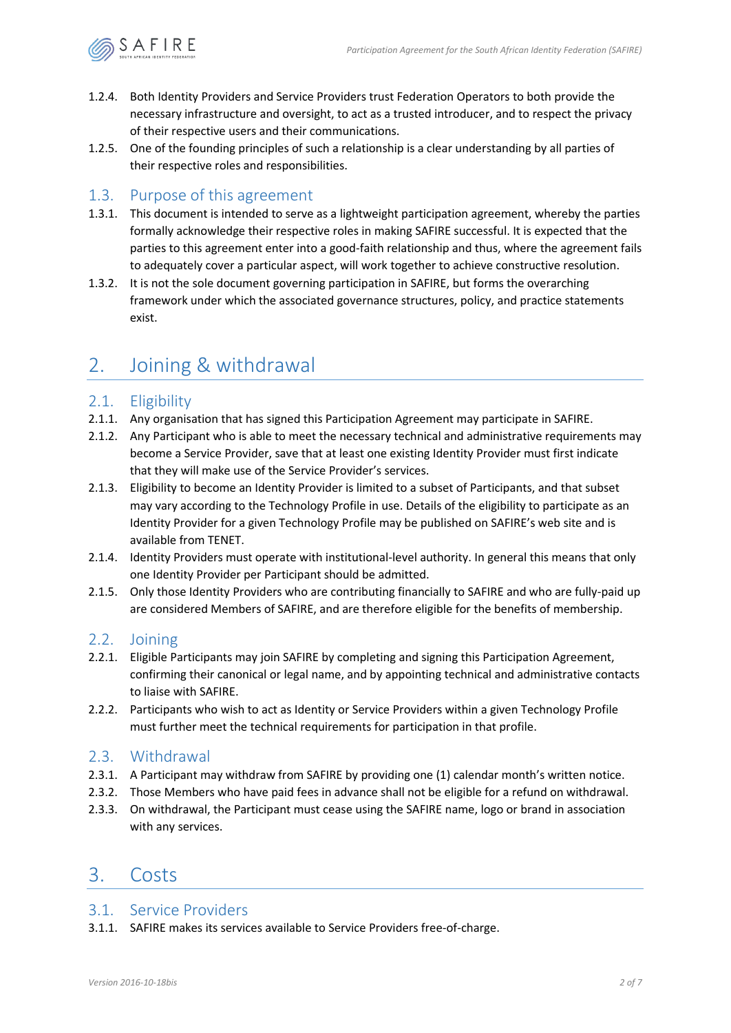1.2.4. Both Identity Providers and Service Providers trust Federation Operators to both provide the necessary infrastructure and oversight, to act as a trusted introducer, and to respect the privacy of their respective users and their communications.

1.2.5. One of the founding principles of such a relationship is a clear understanding by all parties of their respective roles and responsibilities.

### 1.3. Purpose of this agreement

1.3.1. This document is intended to serve as a lightweight participation agreement, whereby the parties formally acknowledge their respective roles in making SAFIRE successful. It is expected that the parties to this agreement enter into a good-faith relationship and thus, where the agreement fails to adequately cover a particular aspect, will work together to achieve constructive resolution.

1.3.2. It is not the sole document governing participation in SAFIRE, but forms the overarching framework under which the associated governance structures, policy, and practice statements exist.

## 2. Joining & withdrawal

### 2.1. Eligibility

2.1.1. Any organisation that has signed this Participation Agreement may participate in SAFIRE.

2.1.2. Any Participant who is able to meet the necessary technical and administrative requirements may become a Service Provider, save that at least one existing Identity Provider must first indicate that they will make use of the Service Provider's services.

2.1.3. Eligibility to become an Identity Provider is limited to a subset of Participants, and that subset may vary according to the Technology Profile in use. Details of the eligibility to participate as an Identity Provider for a given Technology Profile may be published on SAFIRE's web site and is available from TENET.

2.1.4. Identity Providers must operate with institutional-level authority. In general this means that only one Identity Provider per Participant should be admitted.

2.1.5. Only those Identity Providers who are contributing financially to SAFIRE and who are fully-paid up are considered Members of SAFIRE, and are therefore eligible for the benefits of membership.

### 2.2. Joining

2.2.1. Eligible Participants may join SAFIRE by completing and signing this Participation Agreement, confirming their canonical or legal name, and by appointing technical and administrative contacts to liaise with SAFIRE.

2.2.2. Participants who wish to act as Identity or Service Providers within a given Technology Profile must further meet the technical requirements for participation in that profile.

### 2.3. Withdrawal

2.3.1. A Participant may withdraw from SAFIRE by providing one (1) calendar month's written notice.

2.3.2. Those Members who have paid fees in advance shall not be eligible for a refund on withdrawal.

2.3.3. On withdrawal, the Participant must cease using the SAFIRE name, logo or brand in association with any services.

## 3. Costs

### 3.1. Service Providers

3.1.1. SAFIRE makes its services available to Service Providers free-of-charge.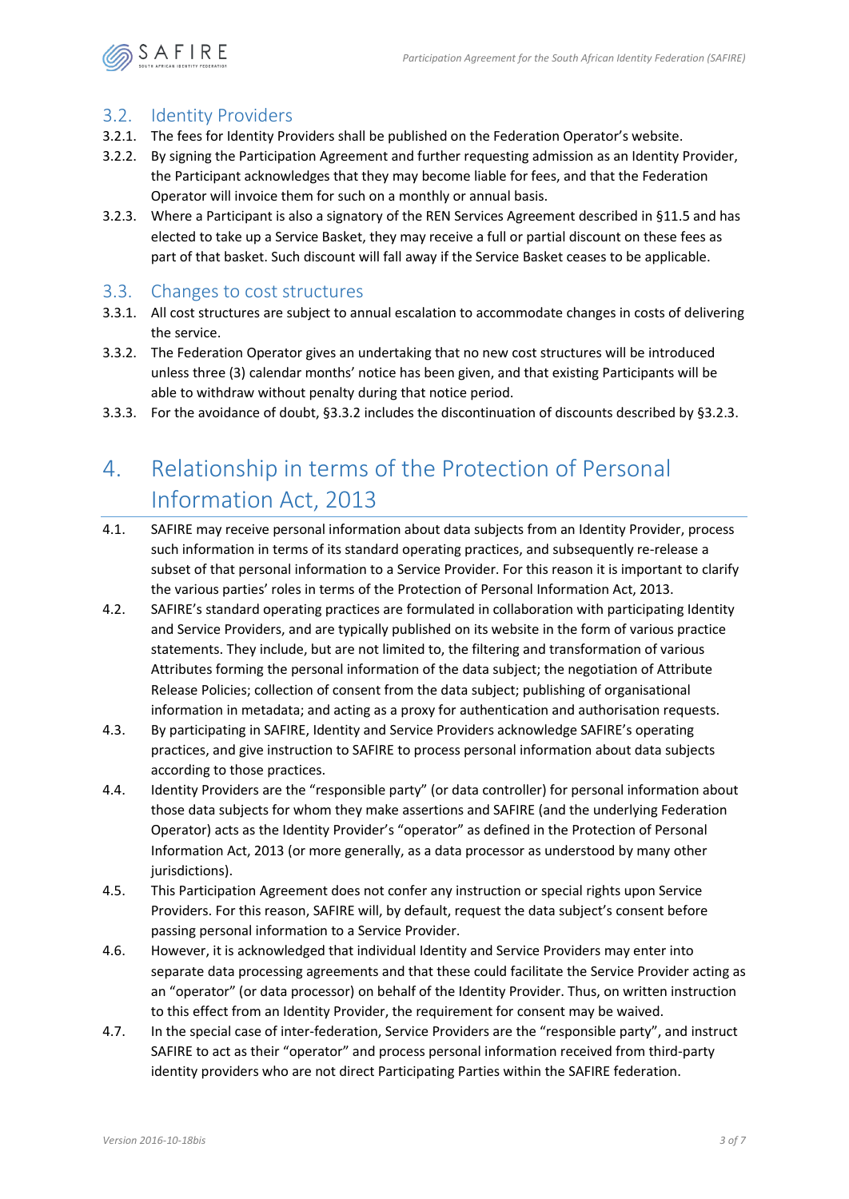## 3.2. Identity Providers

3.2.1. The fees for Identity Providers shall be published on the Federation Operator's website.

3.2.2. By signing the Participation Agreement and further requesting admission as an Identity Provider, the Participant acknowledges that they may become liable for fees, and that the Federation Operator will invoice them for such on a monthly or annual basis.

3.2.3. Where a Participant is also a signatory of the REN Services Agreement described in §11.5 and has elected to take up a Service Basket, they may receive a full or partial discount on these fees as part of that basket. Such discount will fall away if the Service Basket ceases to be applicable.

## 3.3. Changes to cost structures

3.3.1. All cost structures are subject to annual escalation to accommodate changes in costs of delivering the service.

3.3.2. The Federation Operator gives an undertaking that no new cost structures will be introduced unless three (3) calendar months' notice has been given, and that existing Participants will be able to withdraw without penalty during that notice period.

3.3.3. For the avoidance of doubt, §3.3.2 includes the discontinuation of discounts described by §3.2.3.

# 4. Relationship in terms of the Protection of Personal Information Act, 2013

4.1. SAFIRE may receive personal information about data subjects from an Identity Provider, process such information in terms of its standard operating practices, and subsequently re-release a subset of that personal information to a Service Provider. For this reason it is important to clarify the various parties' roles in terms of the Protection of Personal Information Act, 2013.

4.2. SAFIRE's standard operating practices are formulated in collaboration with participating Identity and Service Providers, and are typically published on its website in the form of various practice statements. They include, but are not limited to, the filtering and transformation of various Attributes forming the personal information of the data subject; the negotiation of Attribute Release Policies; collection of consent from the data subject; publishing of organisational information in metadata; and acting as a proxy for authentication and authorisation requests.

4.3. By participating in SAFIRE, Identity and Service Providers acknowledge SAFIRE's operating practices, and give instruction to SAFIRE to process personal information about data subjects according to those practices.

4.4. Identity Providers are the "responsible party" (or data controller) for personal information about those data subjects for whom they make assertions and SAFIRE (and the underlying Federation Operator) acts as the Identity Provider's "operator" as defined in the Protection of Personal Information Act, 2013 (or more generally, as a data processor as understood by many other jurisdictions).

4.5. This Participation Agreement does not confer any instruction or special rights upon Service Providers. For this reason, SAFIRE will, by default, request the data subject's consent before passing personal information to a Service Provider.

4.6. However, it is acknowledged that individual Identity and Service Providers may enter into separate data processing agreements and that these could facilitate the Service Provider acting as an "operator" (or data processor) on behalf of the Identity Provider. Thus, on written instruction to this effect from an Identity Provider, the requirement for consent may be waived.

4.7. In the special case of inter-federation, Service Providers are the "responsible party", and instruct SAFIRE to act as their "operator" and process personal information received from third-party identity providers who are not direct Participating Parties within the SAFIRE federation.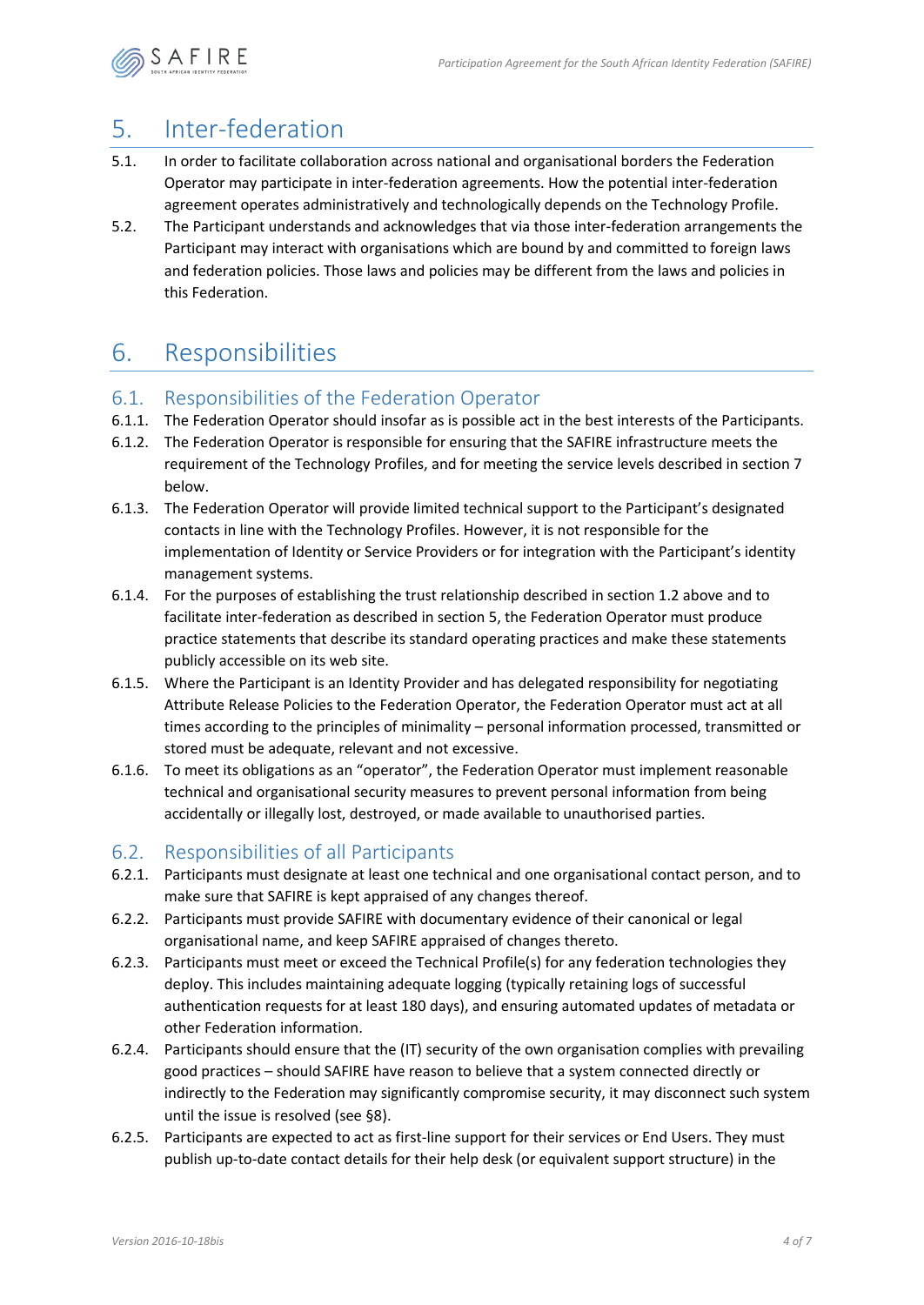# 5. Inter-federation

5.1. In order to facilitate collaboration across national and organisational borders the Federation Operator may participate in inter-federation agreements. How the potential inter-federation agreement operates administratively and technologically depends on the Technology Profile.

5.2. The Participant understands and acknowledges that via those inter-federation arrangements the Participant may interact with organisations which are bound by and committed to foreign laws and federation policies. Those laws and policies may be different from the laws and policies in this Federation.

# 6. Responsibilities

## 6.1. Responsibilities of the Federation Operator

6.1.1. The Federation Operator should insofar as is possible act in the best interests of the Participants.

6.1.2. The Federation Operator is responsible for ensuring that the SAFIRE infrastructure meets the requirement of the Technology Profiles, and for meeting the service levels described in section 7 below.

6.1.3. The Federation Operator will provide limited technical support to the Participant's designated contacts in line with the Technology Profiles. However, it is not responsible for the implementation of Identity or Service Providers or for integration with the Participant's identity management systems.

6.1.4. For the purposes of establishing the trust relationship described in section 1.2 above and to facilitate inter-federation as described in section 5, the Federation Operator must produce practice statements that describe its standard operating practices and make these statements publicly accessible on its web site.

6.1.5. Where the Participant is an Identity Provider and has delegated responsibility for negotiating Attribute Release Policies to the Federation Operator, the Federation Operator must act at all times according to the principles of minimality – personal information processed, transmitted or stored must be adequate, relevant and not excessive.

6.1.6. To meet its obligations as an "operator", the Federation Operator must implement reasonable technical and organisational security measures to prevent personal information from being accidentally or illegally lost, destroyed, or made available to unauthorised parties.

## 6.2. Responsibilities of all Participants

6.2.1. Participants must designate at least one technical and one organisational contact person, and to make sure that SAFIRE is kept appraised of any changes thereof.

6.2.2. Participants must provide SAFIRE with documentary evidence of their canonical or legal organisational name, and keep SAFIRE appraised of changes thereto.

6.2.3. Participants must meet or exceed the Technical Profile(s) for any federation technologies they deploy. This includes maintaining adequate logging (typically retaining logs of successful authentication requests for at least 180 days), and ensuring automated updates of metadata or other Federation information.

6.2.4. Participants should ensure that the (IT) security of the own organisation complies with prevailing good practices – should SAFIRE have reason to believe that a system connected directly or indirectly to the Federation may significantly compromise security, it may disconnect such system until the issue is resolved (see §8).

6.2.5. Participants are expected to act as first-line support for their services or End Users. They must publish up-to-date contact details for their help desk (or equivalent support structure) in the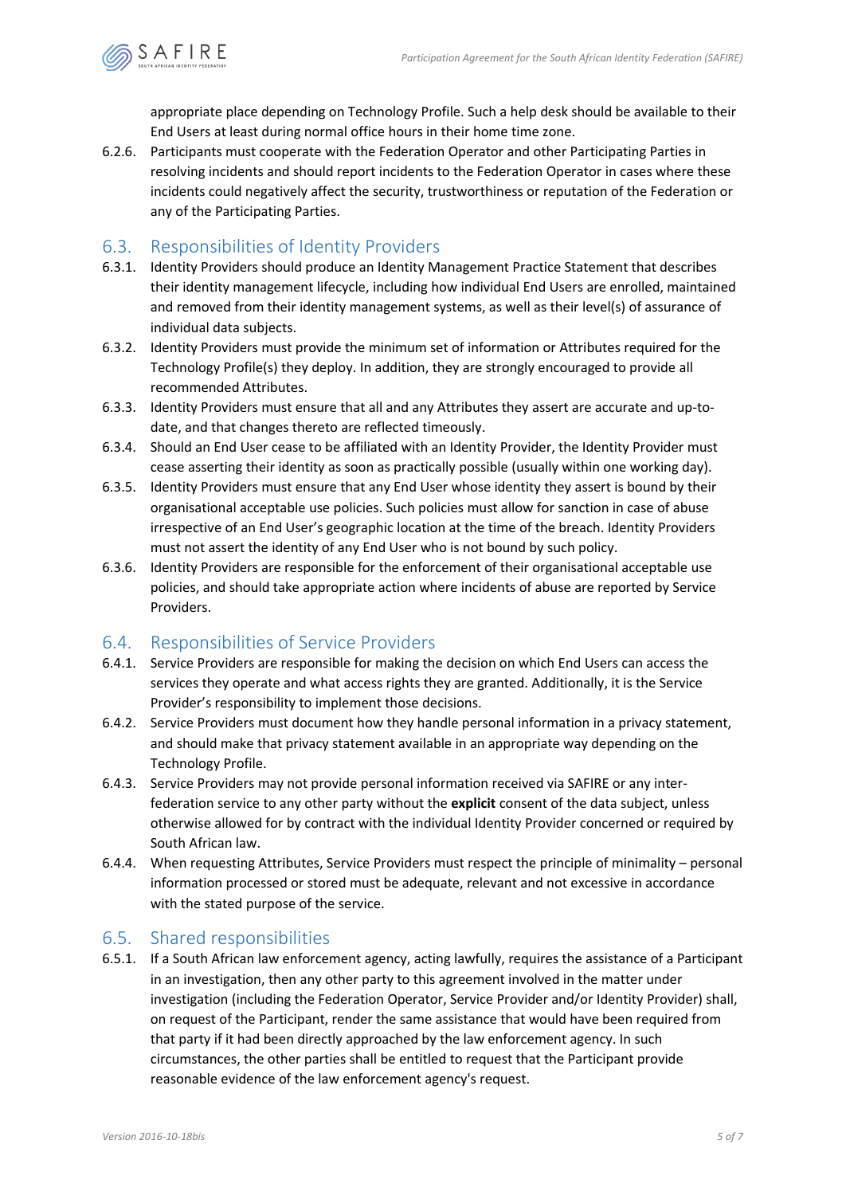appropriate place depending on Technology Profile. Such a help desk should be available to their End Users at least during normal office hours in their home time zone.

6.2.6. Participants must cooperate with the Federation Operator and other Participating Parties in resolving incidents and should report incidents to the Federation Operator in cases where these incidents could negatively affect the security, trustworthiness or reputation of the Federation or any of the Participating Parties.

## 6.3. Responsibilities of Identity Providers

6.3.1. Identity Providers should produce an Identity Management Practice Statement that describes their identity management lifecycle, including how individual End Users are enrolled, maintained and removed from their identity management systems, as well as their level(s) of assurance of individual data subjects.

6.3.2. Identity Providers must provide the minimum set of information or Attributes required for the Technology Profile(s) they deploy. In addition, they are strongly encouraged to provide all recommended Attributes.

6.3.3. Identity Providers must ensure that all and any Attributes they assert are accurate and up-to-date, and that changes thereto are reflected timeously.

6.3.4. Should an End User cease to be affiliated with an Identity Provider, the Identity Provider must cease asserting their identity as soon as practically possible (usually within one working day).

6.3.5. Identity Providers must ensure that any End User whose identity they assert is bound by their organisational acceptable use policies. Such policies must allow for sanction in case of abuse irrespective of an End User's geographic location at the time of the breach. Identity Providers must not assert the identity of any End User who is not bound by such policy.

6.3.6. Identity Providers are responsible for the enforcement of their organisational acceptable use policies, and should take appropriate action where incidents of abuse are reported by Service Providers.

## 6.4. Responsibilities of Service Providers

6.4.1. Service Providers are responsible for making the decision on which End Users can access the services they operate and what access rights they are granted. Additionally, it is the Service Provider's responsibility to implement those decisions.

6.4.2. Service Providers must document how they handle personal information in a privacy statement, and should make that privacy statement available in an appropriate way depending on the Technology Profile.

6.4.3. Service Providers may not provide personal information received via SAFIRE or any inter-federation service to any other party without the **explicit** consent of the data subject, unless otherwise allowed for by contract with the individual Identity Provider concerned or required by South African law.

6.4.4. When requesting Attributes, Service Providers must respect the principle of minimality – personal information processed or stored must be adequate, relevant and not excessive in accordance with the stated purpose of the service.

## 6.5. Shared responsibilities

6.5.1. If a South African law enforcement agency, acting lawfully, requires the assistance of a Participant in an investigation, then any other party to this agreement involved in the matter under investigation (including the Federation Operator, Service Provider and/or Identity Provider) shall, on request of the Participant, render the same assistance that would have been required from that party if it had been directly approached by the law enforcement agency. In such circumstances, the other parties shall be entitled to request that the Participant provide reasonable evidence of the law enforcement agency's request.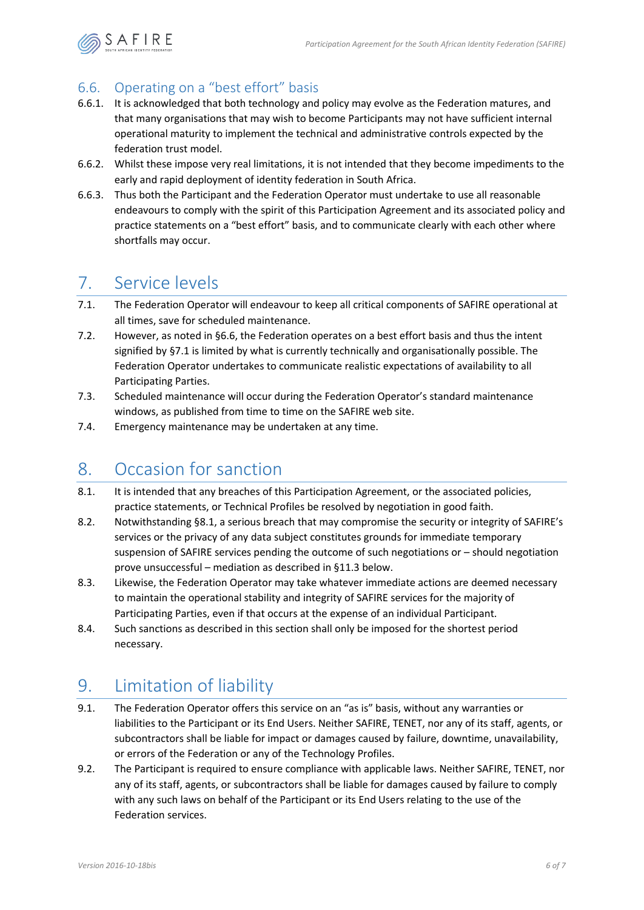### 6.6. Operating on a "best effort" basis

6.6.1. It is acknowledged that both technology and policy may evolve as the Federation matures, and that many organisations that may wish to become Participants may not have sufficient internal operational maturity to implement the technical and administrative controls expected by the federation trust model.

6.6.2. Whilst these impose very real limitations, it is not intended that they become impediments to the early and rapid deployment of identity federation in South Africa.

6.6.3. Thus both the Participant and the Federation Operator must undertake to use all reasonable endeavours to comply with the spirit of this Participation Agreement and its associated policy and practice statements on a "best effort" basis, and to communicate clearly with each other where shortfalls may occur.

## 7. Service levels

7.1. The Federation Operator will endeavour to keep all critical components of SAFIRE operational at all times, save for scheduled maintenance.

7.2. However, as noted in §6.6, the Federation operates on a best effort basis and thus the intent signified by §7.1 is limited by what is currently technically and organisationally possible. The Federation Operator undertakes to communicate realistic expectations of availability to all Participating Parties.

7.3. Scheduled maintenance will occur during the Federation Operator's standard maintenance windows, as published from time to time on the SAFIRE web site.

7.4. Emergency maintenance may be undertaken at any time.

## 8. Occasion for sanction

8.1. It is intended that any breaches of this Participation Agreement, or the associated policies, practice statements, or Technical Profiles be resolved by negotiation in good faith.

8.2. Notwithstanding §8.1, a serious breach that may compromise the security or integrity of SAFIRE's services or the privacy of any data subject constitutes grounds for immediate temporary suspension of SAFIRE services pending the outcome of such negotiations or – should negotiation prove unsuccessful – mediation as described in §11.3 below.

8.3. Likewise, the Federation Operator may take whatever immediate actions are deemed necessary to maintain the operational stability and integrity of SAFIRE services for the majority of Participating Parties, even if that occurs at the expense of an individual Participant.

8.4. Such sanctions as described in this section shall only be imposed for the shortest period necessary.

## 9. Limitation of liability

9.1. The Federation Operator offers this service on an "as is" basis, without any warranties or liabilities to the Participant or its End Users. Neither SAFIRE, TENET, nor any of its staff, agents, or subcontractors shall be liable for impact or damages caused by failure, downtime, unavailability, or errors of the Federation or any of the Technology Profiles.

9.2. The Participant is required to ensure compliance with applicable laws. Neither SAFIRE, TENET, nor any of its staff, agents, or subcontractors shall be liable for damages caused by failure to comply with any such laws on behalf of the Participant or its End Users relating to the use of the Federation services.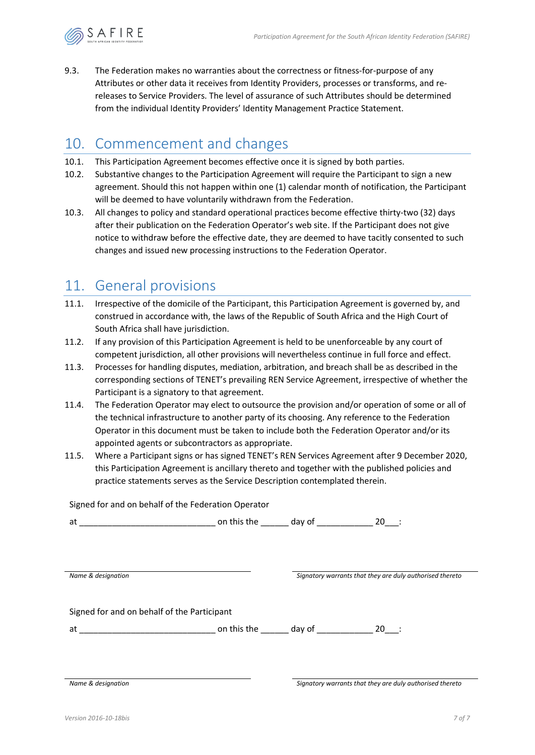9.3. The Federation makes no warranties about the correctness or fitness-for-purpose of any Attributes or other data it receives from Identity Providers, processes or transforms, and re-releases to Service Providers. The level of assurance of such Attributes should be determined from the individual Identity Providers' Identity Management Practice Statement.

## 10. Commencement and changes

10.1. This Participation Agreement becomes effective once it is signed by both parties.

10.2. Substantive changes to the Participation Agreement will require the Participant to sign a new agreement. Should this not happen within one (1) calendar month of notification, the Participant will be deemed to have voluntarily withdrawn from the Federation.

10.3. All changes to policy and standard operational practices become effective thirty-two (32) days after their publication on the Federation Operator's web site. If the Participant does not give notice to withdraw before the effective date, they are deemed to have tacitly consented to such changes and issued new processing instructions to the Federation Operator.

## 11. General provisions

11.1. Irrespective of the domicile of the Participant, this Participation Agreement is governed by, and construed in accordance with, the laws of the Republic of South Africa and the High Court of South Africa shall have jurisdiction.

11.2. If any provision of this Participation Agreement is held to be unenforceable by any court of competent jurisdiction, all other provisions will nevertheless continue in full force and effect.

11.3. Processes for handling disputes, mediation, arbitration, and breach shall be as described in the corresponding sections of TENET's prevailing REN Service Agreement, irrespective of whether the Participant is a signatory to that agreement.

11.4. The Federation Operator may elect to outsource the provision and/or operation of some or all of the technical infrastructure to another party of its choosing. Any reference to the Federation Operator in this document must be taken to include both the Federation Operator and/or its appointed agents or subcontractors as appropriate.

11.5. Where a Participant signs or has signed TENET's REN Services Agreement after 9 December 2020, this Participation Agreement is ancillary thereto and together with the published policies and practice statements serves as the Service Description contemplated therein.

Signed for and on behalf of the Federation Operator

at _____________________________ on this the ______ day of ____________ 20___:

_____________________________ _____________________________

*Name & designation* *Signatory warrants that they are duly authorised thereto*

Signed for and on behalf of the Participant

at _____________________________ on this the ______ day of ____________ 20___:

_____________________________ _____________________________

*Name & designation* *Signatory warrants that they are duly authorised thereto*

*Version 2016-10-18bis*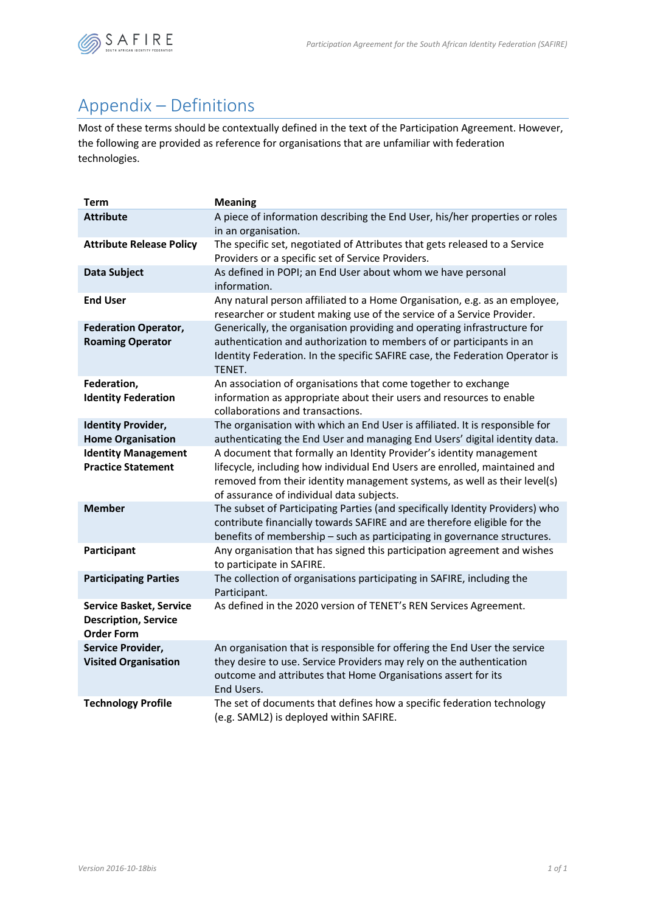# Appendix – Definitions

Most of these terms should be contextually defined in the text of the Participation Agreement. However, the following are provided as reference for organisations that are unfamiliar with federation technologies.

| Term | Meaning |
|---|---|
| **Attribute** | A piece of information describing the End User, his/her properties or roles in an organisation. |
| **Attribute Release Policy** | The specific set, negotiated of Attributes that gets released to a Service Providers or a specific set of Service Providers. |
| **Data Subject** | As defined in POPI; an End User about whom we have personal information. |
| **End User** | Any natural person affiliated to a Home Organisation, e.g. as an employee, researcher or student making use of the service of a Service Provider. |
| **Federation Operator, Roaming Operator** | Generically, the organisation providing and operating infrastructure for authentication and authorization to members of or participants in an Identity Federation. In the specific SAFIRE case, the Federation Operator is TENET. |
| **Federation, Identity Federation** | An association of organisations that come together to exchange information as appropriate about their users and resources to enable collaborations and transactions. |
| **Identity Provider, Home Organisation** | The organisation with which an End User is affiliated. It is responsible for authenticating the End User and managing End Users' digital identity data. |
| **Identity Management Practice Statement** | A document that formally an Identity Provider's identity management lifecycle, including how individual End Users are enrolled, maintained and removed from their identity management systems, as well as their level(s) of assurance of individual data subjects. |
| **Member** | The subset of Participating Parties (and specifically Identity Providers) who contribute financially towards SAFIRE and are therefore eligible for the benefits of membership – such as participating in governance structures. |
| **Participant** | Any organisation that has signed this participation agreement and wishes to participate in SAFIRE. |
| **Participating Parties** | The collection of organisations participating in SAFIRE, including the Participant. |
| **Service Basket, Service Description, Service Order Form** | As defined in the 2020 version of TENET's REN Services Agreement. |
| **Service Provider, Visited Organisation** | An organisation that is responsible for offering the End User the service they desire to use. Service Providers may rely on the authentication outcome and attributes that Home Organisations assert for its End Users. |
| **Technology Profile** | The set of documents that defines how a specific federation technology (e.g. SAML2) is deployed within SAFIRE. |

Version 2016-10-18bis